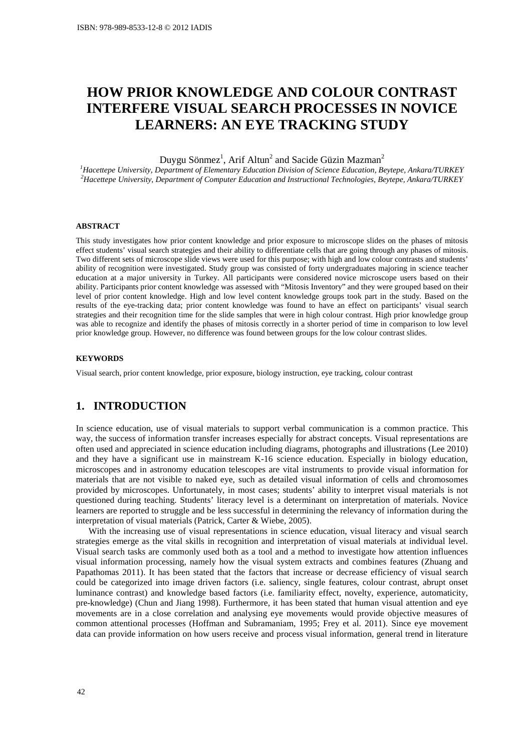# HOW PRIOR KNOWLEDGE AND COLOUR CONTRAST INTERFERE VISUAL SEARCH PROCESSES IN NOVICE LEARNERS: AN EYE TRACKING STUDY

Duygu Sönmez[1], Arif Altun[2] and Sacide Güzin Mazman[2]

[1]*Hacettepe University, Department of Elementary Education Division of Science Education, Beytepe, Ankara/TURKEY*
[2]*Hacettepe University, Department of Computer Education and Instructional Technologies, Beytepe, Ankara/TURKEY*

#### ABSTRACT

This study investigates how prior content knowledge and prior exposure to microscope slides on the phases of mitosis effect students' visual search strategies and their ability to differentiate cells that are going through any phases of mitosis. Two different sets of microscope slide views were used for this purpose; with high and low colour contrasts and students' ability of recognition were investigated. Study group was consisted of forty undergraduates majoring in science teacher education at a major university in Turkey. All participants were considered novice microscope users based on their ability. Participants prior content knowledge was assessed with "Mitosis Inventory" and they were grouped based on their level of prior content knowledge. High and low level content knowledge groups took part in the study. Based on the results of the eye-tracking data; prior content knowledge was found to have an effect on participants' visual search strategies and their recognition time for the slide samples that were in high colour contrast. High prior knowledge group was able to recognize and identify the phases of mitosis correctly in a shorter period of time in comparison to low level prior knowledge group. However, no difference was found between groups for the low colour contrast slides.

#### KEYWORDS

Visual search, prior content knowledge, prior exposure, biology instruction, eye tracking, colour contrast

## 1. INTRODUCTION

In science education, use of visual materials to support verbal communication is a common practice. This way, the success of information transfer increases especially for abstract concepts. Visual representations are often used and appreciated in science education including diagrams, photographs and illustrations (Lee 2010) and they have a significant use in mainstream K-16 science education. Especially in biology education, microscopes and in astronomy education telescopes are vital instruments to provide visual information for materials that are not visible to naked eye, such as detailed visual information of cells and chromosomes provided by microscopes. Unfortunately, in most cases; students' ability to interpret visual materials is not questioned during teaching. Students' literacy level is a determinant on interpretation of materials. Novice learners are reported to struggle and be less successful in determining the relevancy of information during the interpretation of visual materials (Patrick, Carter & Wiebe, 2005).

With the increasing use of visual representations in science education, visual literacy and visual search strategies emerge as the vital skills in recognition and interpretation of visual materials at individual level. Visual search tasks are commonly used both as a tool and a method to investigate how attention influences visual information processing, namely how the visual system extracts and combines features (Zhuang and Papathomas 2011). It has been stated that the factors that increase or decrease efficiency of visual search could be categorized into image driven factors (i.e. saliency, single features, colour contrast, abrupt onset luminance contrast) and knowledge based factors (i.e. familiarity effect, novelty, experience, automaticity, pre-knowledge) (Chun and Jiang 1998). Furthermore, it has been stated that human visual attention and eye movements are in a close correlation and analysing eye movements would provide objective measures of common attentional processes (Hoffman and Subramaniam, 1995; Frey et al. 2011). Since eye movement data can provide information on how users receive and process visual information, general trend in literature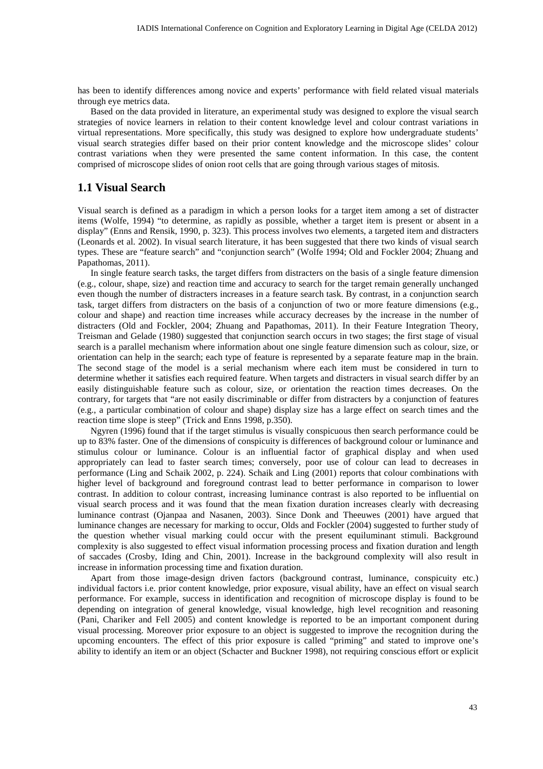has been to identify differences among novice and experts' performance with field related visual materials through eye metrics data.

Based on the data provided in literature, an experimental study was designed to explore the visual search strategies of novice learners in relation to their content knowledge level and colour contrast variations in virtual representations. More specifically, this study was designed to explore how undergraduate students' visual search strategies differ based on their prior content knowledge and the microscope slides' colour contrast variations when they were presented the same content information. In this case, the content comprised of microscope slides of onion root cells that are going through various stages of mitosis.

## 1.1 Visual Search

Visual search is defined as a paradigm in which a person looks for a target item among a set of distracter items (Wolfe, 1994) "to determine, as rapidly as possible, whether a target item is present or absent in a display" (Enns and Rensik, 1990, p. 323). This process involves two elements, a targeted item and distracters (Leonards et al. 2002). In visual search literature, it has been suggested that there two kinds of visual search types. These are "feature search" and "conjunction search" (Wolfe 1994; Old and Fockler 2004; Zhuang and Papathomas, 2011).

In single feature search tasks, the target differs from distracters on the basis of a single feature dimension (e.g., colour, shape, size) and reaction time and accuracy to search for the target remain generally unchanged even though the number of distracters increases in a feature search task. By contrast, in a conjunction search task, target differs from distracters on the basis of a conjunction of two or more feature dimensions (e.g., colour and shape) and reaction time increases while accuracy decreases by the increase in the number of distracters (Old and Fockler, 2004; Zhuang and Papathomas, 2011). In their Feature Integration Theory, Treisman and Gelade (1980) suggested that conjunction search occurs in two stages; the first stage of visual search is a parallel mechanism where information about one single feature dimension such as colour, size, or orientation can help in the search; each type of feature is represented by a separate feature map in the brain. The second stage of the model is a serial mechanism where each item must be considered in turn to determine whether it satisfies each required feature. When targets and distracters in visual search differ by an easily distinguishable feature such as colour, size, or orientation the reaction times decreases. On the contrary, for targets that "are not easily discriminable or differ from distracters by a conjunction of features (e.g., a particular combination of colour and shape) display size has a large effect on search times and the reaction time slope is steep" (Trick and Enns 1998, p.350).

Ngyren (1996) found that if the target stimulus is visually conspicuous then search performance could be up to 83% faster. One of the dimensions of conspicuity is differences of background colour or luminance and stimulus colour or luminance. Colour is an influential factor of graphical display and when used appropriately can lead to faster search times; conversely, poor use of colour can lead to decreases in performance (Ling and Schaik 2002, p. 224). Schaik and Ling (2001) reports that colour combinations with higher level of background and foreground contrast lead to better performance in comparison to lower contrast. In addition to colour contrast, increasing luminance contrast is also reported to be influential on visual search process and it was found that the mean fixation duration increases clearly with decreasing luminance contrast (Ojanpaa and Nasanen, 2003). Since Donk and Theeuwes (2001) have argued that luminance changes are necessary for marking to occur, Olds and Fockler (2004) suggested to further study of the question whether visual marking could occur with the present equiluminant stimuli. Background complexity is also suggested to effect visual information processing process and fixation duration and length of saccades (Crosby, Iding and Chin, 2001). Increase in the background complexity will also result in increase in information processing time and fixation duration.

Apart from those image-design driven factors (background contrast, luminance, conspicuity etc.) individual factors i.e. prior content knowledge, prior exposure, visual ability, have an effect on visual search performance. For example, success in identification and recognition of microscope display is found to be depending on integration of general knowledge, visual knowledge, high level recognition and reasoning (Pani, Chariker and Fell 2005) and content knowledge is reported to be an important component during visual processing. Moreover prior exposure to an object is suggested to improve the recognition during the upcoming encounters. The effect of this prior exposure is called "priming" and stated to improve one's ability to identify an item or an object (Schacter and Buckner 1998), not requiring conscious effort or explicit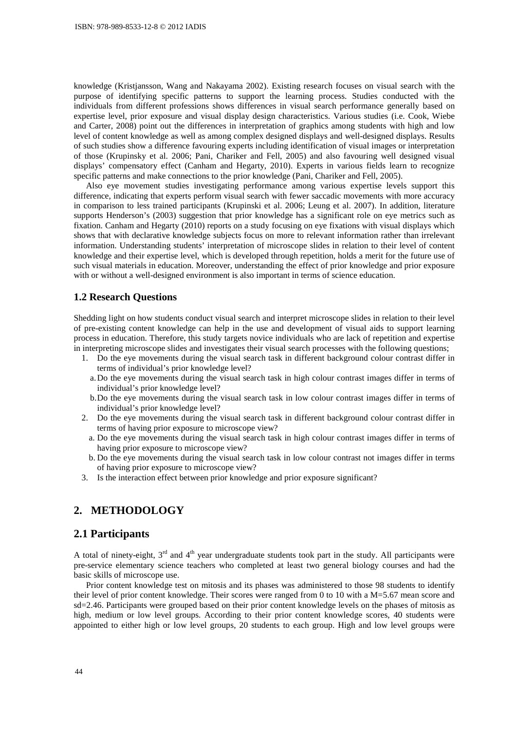knowledge (Kristjansson, Wang and Nakayama 2002). Existing research focuses on visual search with the purpose of identifying specific patterns to support the learning process. Studies conducted with the individuals from different professions shows differences in visual search performance generally based on expertise level, prior exposure and visual display design characteristics. Various studies (i.e. Cook, Wiebe and Carter, 2008) point out the differences in interpretation of graphics among students with high and low level of content knowledge as well as among complex designed displays and well-designed displays. Results of such studies show a difference favouring experts including identification of visual images or interpretation of those (Krupinsky et al. 2006; Pani, Chariker and Fell, 2005) and also favouring well designed visual displays' compensatory effect (Canham and Hegarty, 2010). Experts in various fields learn to recognize specific patterns and make connections to the prior knowledge (Pani, Chariker and Fell, 2005).

Also eye movement studies investigating performance among various expertise levels support this difference, indicating that experts perform visual search with fewer saccadic movements with more accuracy in comparison to less trained participants (Krupinski et al. 2006; Leung et al. 2007). In addition, literature supports Henderson's (2003) suggestion that prior knowledge has a significant role on eye metrics such as fixation. Canham and Hegarty (2010) reports on a study focusing on eye fixations with visual displays which shows that with declarative knowledge subjects focus on more to relevant information rather than irrelevant information. Understanding students' interpretation of microscope slides in relation to their level of content knowledge and their expertise level, which is developed through repetition, holds a merit for the future use of such visual materials in education. Moreover, understanding the effect of prior knowledge and prior exposure with or without a well-designed environment is also important in terms of science education.

### 1.2 Research Questions

Shedding light on how students conduct visual search and interpret microscope slides in relation to their level of pre-existing content knowledge can help in the use and development of visual aids to support learning process in education. Therefore, this study targets novice individuals who are lack of repetition and expertise in interpreting microscope slides and investigates their visual search processes with the following questions;

1. Do the eye movements during the visual search task in different background colour contrast differ in terms of individual's prior knowledge level?
   a. Do the eye movements during the visual search task in high colour contrast images differ in terms of individual's prior knowledge level?
   b. Do the eye movements during the visual search task in low colour contrast images differ in terms of individual's prior knowledge level?
2. Do the eye movements during the visual search task in different background colour contrast differ in terms of having prior exposure to microscope view?
   a. Do the eye movements during the visual search task in high colour contrast images differ in terms of having prior exposure to microscope view?
   b. Do the eye movements during the visual search task in low colour contrast not images differ in terms of having prior exposure to microscope view?
3. Is the interaction effect between prior knowledge and prior exposure significant?

## 2. METHODOLOGY

### 2.1 Participants

A total of ninety-eight, 3rd and 4th year undergraduate students took part in the study. All participants were pre-service elementary science teachers who completed at least two general biology courses and had the basic skills of microscope use.

Prior content knowledge test on mitosis and its phases was administered to those 98 students to identify their level of prior content knowledge. Their scores were ranged from 0 to 10 with a M=5.67 mean score and sd=2.46. Participants were grouped based on their prior content knowledge levels on the phases of mitosis as high, medium or low level groups. According to their prior content knowledge scores, 40 students were appointed to either high or low level groups, 20 students to each group. High and low level groups were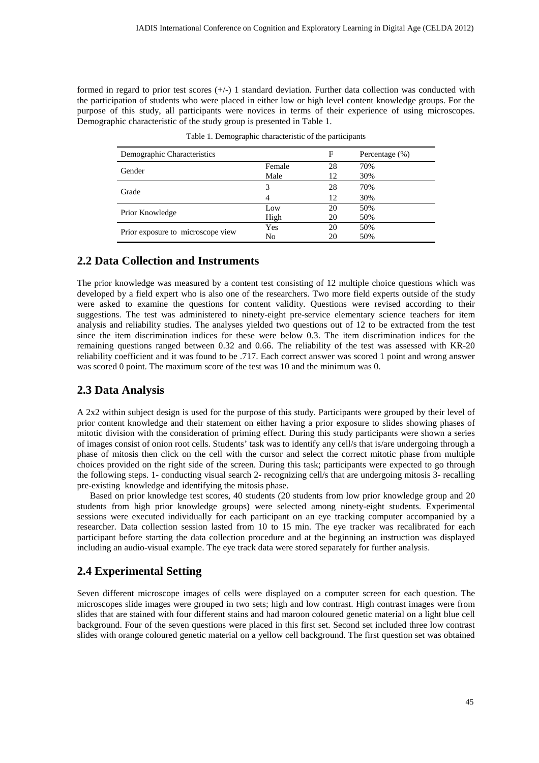formed in regard to prior test scores (+/-) 1 standard deviation. Further data collection was conducted with the participation of students who were placed in either low or high level content knowledge groups. For the purpose of this study, all participants were novices in terms of their experience of using microscopes. Demographic characteristic of the study group is presented in Table 1.

Table 1. Demographic characteristic of the participants

| Demographic Characteristics | | F | Percentage (%) |
|---|---|---|---|
| Gender | Female | 28 | 70% |
| | Male | 12 | 30% |
| Grade | 3 | 28 | 70% |
| | 4 | 12 | 30% |
| Prior Knowledge | Low | 20 | 50% |
| | High | 20 | 50% |
| Prior exposure to microscope view | Yes | 20 | 50% |
| | No | 20 | 50% |

## 2.2 Data Collection and Instruments

The prior knowledge was measured by a content test consisting of 12 multiple choice questions which was developed by a field expert who is also one of the researchers. Two more field experts outside of the study were asked to examine the questions for content validity. Questions were revised according to their suggestions. The test was administered to ninety-eight pre-service elementary science teachers for item analysis and reliability studies. The analyses yielded two questions out of 12 to be extracted from the test since the item discrimination indices for these were below 0.3. The item discrimination indices for the remaining questions ranged between 0.32 and 0.66. The reliability of the test was assessed with KR-20 reliability coefficient and it was found to be .717. Each correct answer was scored 1 point and wrong answer was scored 0 point. The maximum score of the test was 10 and the minimum was 0.

## 2.3 Data Analysis

A 2x2 within subject design is used for the purpose of this study. Participants were grouped by their level of prior content knowledge and their statement on either having a prior exposure to slides showing phases of mitotic division with the consideration of priming effect. During this study participants were shown a series of images consist of onion root cells. Students' task was to identify any cell/s that is/are undergoing through a phase of mitosis then click on the cell with the cursor and select the correct mitotic phase from multiple choices provided on the right side of the screen. During this task; participants were expected to go through the following steps. 1- conducting visual search 2- recognizing cell/s that are undergoing mitosis 3- recalling pre-existing knowledge and identifying the mitosis phase.

Based on prior knowledge test scores, 40 students (20 students from low prior knowledge group and 20 students from high prior knowledge groups) were selected among ninety-eight students. Experimental sessions were executed individually for each participant on an eye tracking computer accompanied by a researcher. Data collection session lasted from 10 to 15 min. The eye tracker was recalibrated for each participant before starting the data collection procedure and at the beginning an instruction was displayed including an audio-visual example. The eye track data were stored separately for further analysis.

## 2.4 Experimental Setting

Seven different microscope images of cells were displayed on a computer screen for each question. The microscopes slide images were grouped in two sets; high and low contrast. High contrast images were from slides that are stained with four different stains and had maroon coloured genetic material on a light blue cell background. Four of the seven questions were placed in this first set. Second set included three low contrast slides with orange coloured genetic material on a yellow cell background. The first question set was obtained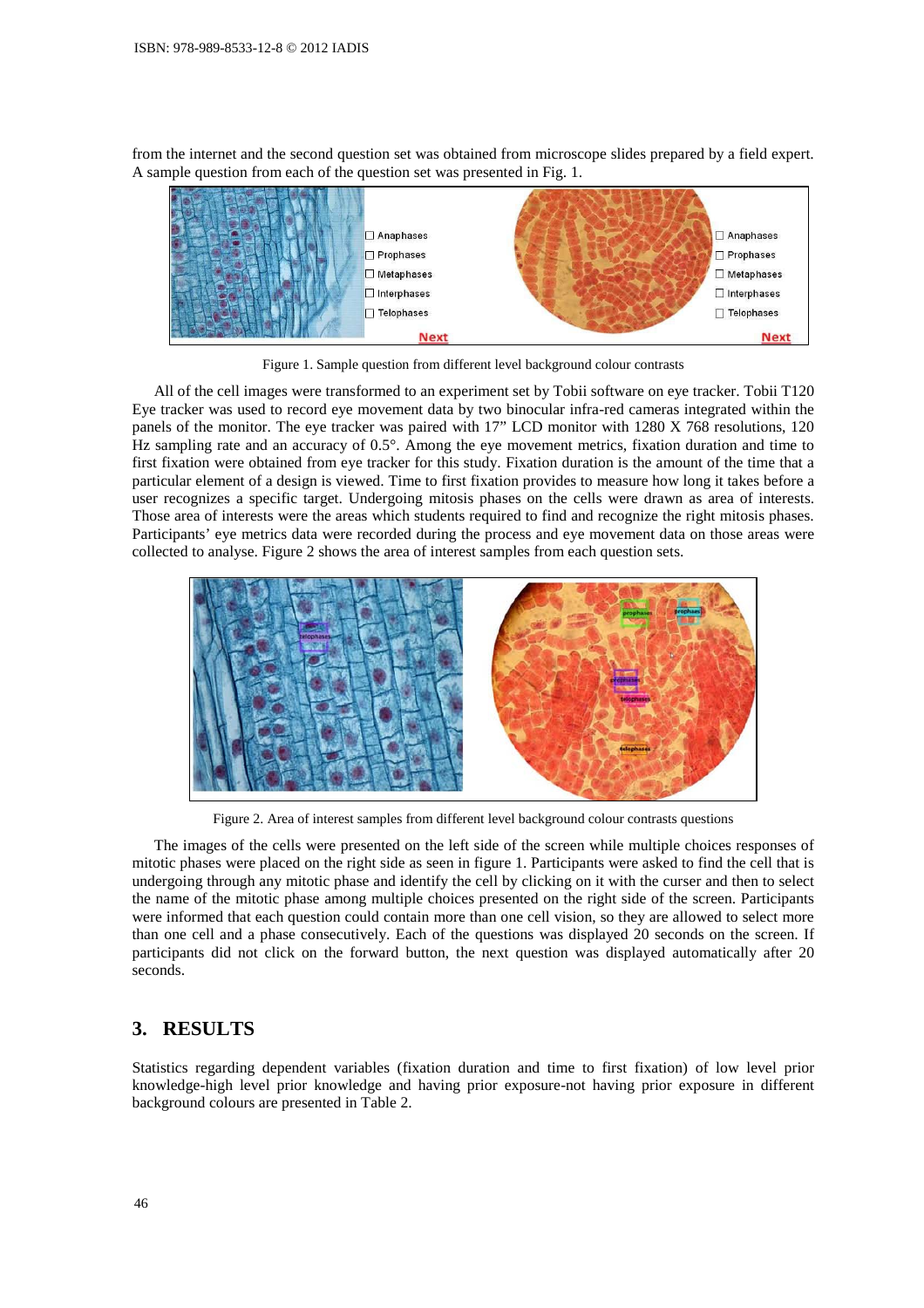from the internet and the second question set was obtained from microscope slides prepared by a field expert. A sample question from each of the question set was presented in Fig. 1.

Figure 1. Sample question from different level background colour contrasts

All of the cell images were transformed to an experiment set by Tobii software on eye tracker. Tobii T120 Eye tracker was used to record eye movement data by two binocular infra-red cameras integrated within the panels of the monitor. The eye tracker was paired with 17" LCD monitor with 1280 X 768 resolutions, 120 Hz sampling rate and an accuracy of 0.5°. Among the eye movement metrics, fixation duration and time to first fixation were obtained from eye tracker for this study. Fixation duration is the amount of the time that a particular element of a design is viewed. Time to first fixation provides to measure how long it takes before a user recognizes a specific target. Undergoing mitosis phases on the cells were drawn as area of interests. Those area of interests were the areas which students required to find and recognize the right mitosis phases. Participants' eye metrics data were recorded during the process and eye movement data on those areas were collected to analyse. Figure 2 shows the area of interest samples from each question sets.

Figure 2. Area of interest samples from different level background colour contrasts questions

The images of the cells were presented on the left side of the screen while multiple choices responses of mitotic phases were placed on the right side as seen in figure 1. Participants were asked to find the cell that is undergoing through any mitotic phase and identify the cell by clicking on it with the curser and then to select the name of the mitotic phase among multiple choices presented on the right side of the screen. Participants were informed that each question could contain more than one cell vision, so they are allowed to select more than one cell and a phase consecutively. Each of the questions was displayed 20 seconds on the screen. If participants did not click on the forward button, the next question was displayed automatically after 20 seconds.

## 3. RESULTS

Statistics regarding dependent variables (fixation duration and time to first fixation) of low level prior knowledge-high level prior knowledge and having prior exposure-not having prior exposure in different background colours are presented in Table 2.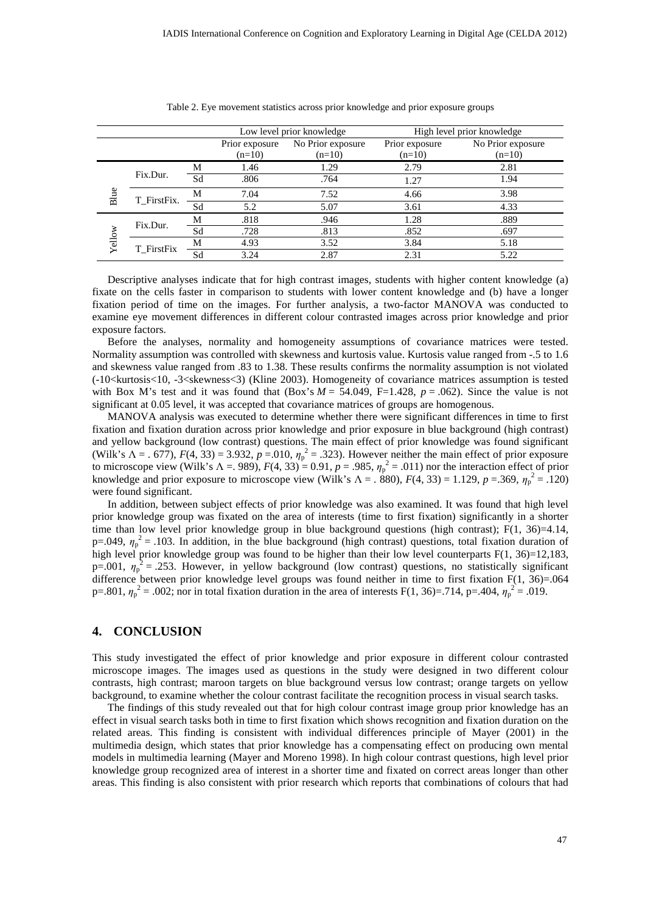Table 2. Eye movement statistics across prior knowledge and prior exposure groups

| | | | Low level prior knowledge | | High level prior knowledge | |
|---|---|---|---|---|---|---|
| | | | Prior exposure (n=10) | No Prior exposure (n=10) | Prior exposure (n=10) | No Prior exposure (n=10) |
| Blue | Fix.Dur. | M | 1.46 | 1.29 | 2.79 | 2.81 |
| | | Sd | .806 | .764 | 1.27 | 1.94 |
| | T_FirstFix. | M | 7.04 | 7.52 | 4.66 | 3.98 |
| | | Sd | 5.2 | 5.07 | 3.61 | 4.33 |
| Yellow | Fix.Dur. | M | .818 | .946 | 1.28 | .889 |
| | | Sd | .728 | .813 | .852 | .697 |
| | T_FirstFix | M | 4.93 | 3.52 | 3.84 | 5.18 |
| | | Sd | 3.24 | 2.87 | 2.31 | 5.22 |

Descriptive analyses indicate that for high contrast images, students with higher content knowledge (a) fixate on the cells faster in comparison to students with lower content knowledge and (b) have a longer fixation period of time on the images. For further analysis, a two-factor MANOVA was conducted to examine eye movement differences in different colour contrasted images across prior knowledge and prior exposure factors.

Before the analyses, normality and homogeneity assumptions of covariance matrices were tested. Normality assumption was controlled with skewness and kurtosis value. Kurtosis value ranged from -.5 to 1.6 and skewness value ranged from .83 to 1.38. These results confirms the normality assumption is not violated ($-10<\text{kurtosis}<10$, $-3<\text{skewness}<3$) (Kline 2003). Homogeneity of covariance matrices assumption is tested with Box M's test and it was found that (Box's $M = 54.049$, $F=1.428$, $p = .062$). Since the value is not significant at 0.05 level, it was accepted that covariance matrices of groups are homogenous.

MANOVA analysis was executed to determine whether there were significant differences in time to first fixation and fixation duration across prior knowledge and prior exposure in blue background (high contrast) and yellow background (low contrast) questions. The main effect of prior knowledge was found significant (Wilk's $\Lambda = .677$), $F(4, 33) = 3.932$, $p = .010$, $\eta_p^2 = .323$). However neither the main effect of prior exposure to microscope view (Wilk's $\Lambda = .989$), $F(4, 33) = 0.91$, $p = .985$, $\eta_p^2 = .011$) nor the interaction effect of prior knowledge and prior exposure to microscope view (Wilk's $\Lambda = .880$), $F(4, 33) = 1.129$, $p = .369$, $\eta_p^2 = .120$) were found significant.

In addition, between subject effects of prior knowledge was also examined. It was found that high level prior knowledge group was fixated on the area of interests (time to first fixation) significantly in a shorter time than low level prior knowledge group in blue background questions (high contrast); $F(1, 36)=4.14$, $p=.049$, $\eta_p^2 = .103$. In addition, in the blue background (high contrast) questions, total fixation duration of high level prior knowledge group was found to be higher than their low level counterparts $F(1, 36)=12{,}183$, $p=.001$, $\eta_p^2 = .253$. However, in yellow background (low contrast) questions, no statistically significant difference between prior knowledge level groups was found neither in time to first fixation $F(1, 36)=.064$ $p=.801$, $\eta_p^2 = .002$; nor in total fixation duration in the area of interests $F(1, 36)=.714$, $p=.404$, $\eta_p^2 = .019$.

## 4. CONCLUSION

This study investigated the effect of prior knowledge and prior exposure in different colour contrasted microscope images. The images used as questions in the study were designed in two different colour contrasts, high contrast; maroon targets on blue background versus low contrast; orange targets on yellow background, to examine whether the colour contrast facilitate the recognition process in visual search tasks.

The findings of this study revealed out that for high colour contrast image group prior knowledge has an effect in visual search tasks both in time to first fixation which shows recognition and fixation duration on the related areas. This finding is consistent with individual differences principle of Mayer (2001) in the multimedia design, which states that prior knowledge has a compensating effect on producing own mental models in multimedia learning (Mayer and Moreno 1998). In high colour contrast questions, high level prior knowledge group recognized area of interest in a shorter time and fixated on correct areas longer than other areas. This finding is also consistent with prior research which reports that combinations of colours that had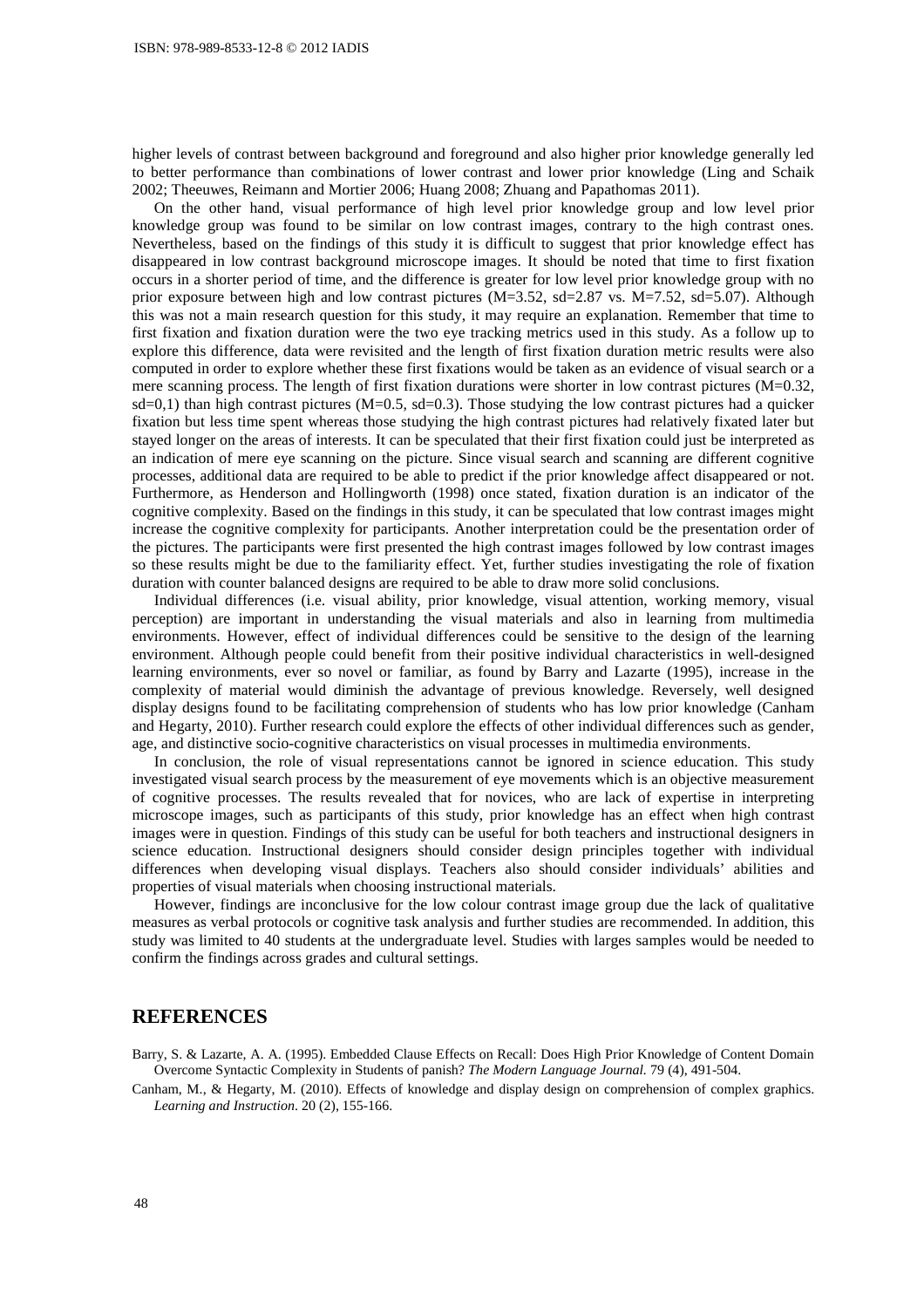higher levels of contrast between background and foreground and also higher prior knowledge generally led to better performance than combinations of lower contrast and lower prior knowledge (Ling and Schaik 2002; Theeuwes, Reimann and Mortier 2006; Huang 2008; Zhuang and Papathomas 2011).

On the other hand, visual performance of high level prior knowledge group and low level prior knowledge group was found to be similar on low contrast images, contrary to the high contrast ones. Nevertheless, based on the findings of this study it is difficult to suggest that prior knowledge effect has disappeared in low contrast background microscope images. It should be noted that time to first fixation occurs in a shorter period of time, and the difference is greater for low level prior knowledge group with no prior exposure between high and low contrast pictures (M=3.52, sd=2.87 vs. M=7.52, sd=5.07). Although this was not a main research question for this study, it may require an explanation. Remember that time to first fixation and fixation duration were the two eye tracking metrics used in this study. As a follow up to explore this difference, data were revisited and the length of first fixation duration metric results were also computed in order to explore whether these first fixations would be taken as an evidence of visual search or a mere scanning process. The length of first fixation durations were shorter in low contrast pictures (M=0.32, sd=0,1) than high contrast pictures (M=0.5, sd=0.3). Those studying the low contrast pictures had a quicker fixation but less time spent whereas those studying the high contrast pictures had relatively fixated later but stayed longer on the areas of interests. It can be speculated that their first fixation could just be interpreted as an indication of mere eye scanning on the picture. Since visual search and scanning are different cognitive processes, additional data are required to be able to predict if the prior knowledge affect disappeared or not. Furthermore, as Henderson and Hollingworth (1998) once stated, fixation duration is an indicator of the cognitive complexity. Based on the findings in this study, it can be speculated that low contrast images might increase the cognitive complexity for participants. Another interpretation could be the presentation order of the pictures. The participants were first presented the high contrast images followed by low contrast images so these results might be due to the familiarity effect. Yet, further studies investigating the role of fixation duration with counter balanced designs are required to be able to draw more solid conclusions.

Individual differences (i.e. visual ability, prior knowledge, visual attention, working memory, visual perception) are important in understanding the visual materials and also in learning from multimedia environments. However, effect of individual differences could be sensitive to the design of the learning environment. Although people could benefit from their positive individual characteristics in well-designed learning environments, ever so novel or familiar, as found by Barry and Lazarte (1995), increase in the complexity of material would diminish the advantage of previous knowledge. Reversely, well designed display designs found to be facilitating comprehension of students who has low prior knowledge (Canham and Hegarty, 2010). Further research could explore the effects of other individual differences such as gender, age, and distinctive socio-cognitive characteristics on visual processes in multimedia environments.

In conclusion, the role of visual representations cannot be ignored in science education. This study investigated visual search process by the measurement of eye movements which is an objective measurement of cognitive processes. The results revealed that for novices, who are lack of expertise in interpreting microscope images, such as participants of this study, prior knowledge has an effect when high contrast images were in question. Findings of this study can be useful for both teachers and instructional designers in science education. Instructional designers should consider design principles together with individual differences when developing visual displays. Teachers also should consider individuals' abilities and properties of visual materials when choosing instructional materials.

However, findings are inconclusive for the low colour contrast image group due the lack of qualitative measures as verbal protocols or cognitive task analysis and further studies are recommended. In addition, this study was limited to 40 students at the undergraduate level. Studies with larges samples would be needed to confirm the findings across grades and cultural settings.

## REFERENCES

Barry, S. & Lazarte, A. A. (1995). Embedded Clause Effects on Recall: Does High Prior Knowledge of Content Domain Overcome Syntactic Complexity in Students of panish? *The Modern Language Journal.* 79 (4), 491-504.

Canham, M., & Hegarty, M. (2010). Effects of knowledge and display design on comprehension of complex graphics. *Learning and Instruction*. 20 (2), 155-166.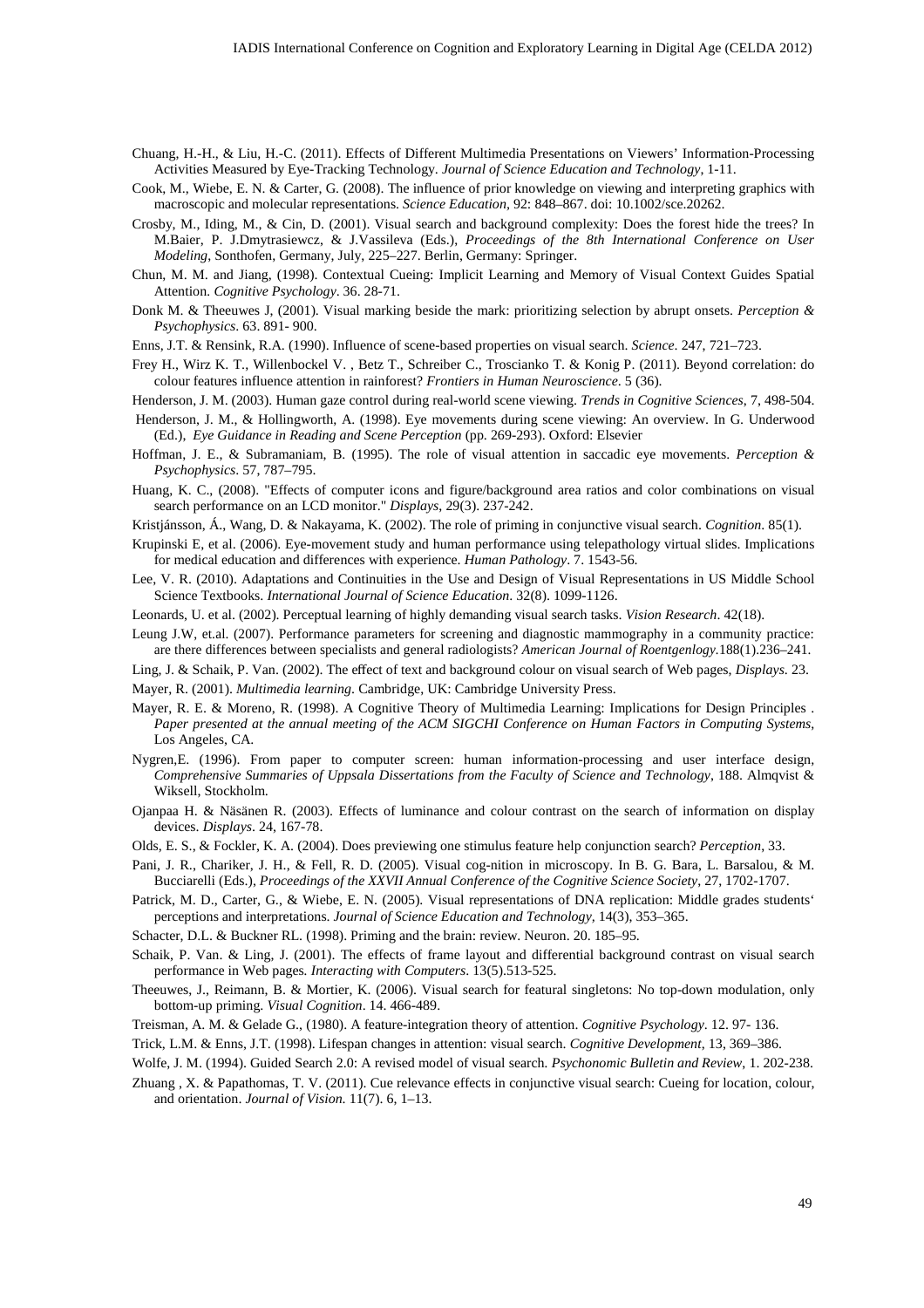Chuang, H.-H., & Liu, H.-C. (2011). Effects of Different Multimedia Presentations on Viewers' Information-Processing Activities Measured by Eye-Tracking Technology. *Journal of Science Education and Technology*, 1-11.

Cook, M., Wiebe, E. N. & Carter, G. (2008). The influence of prior knowledge on viewing and interpreting graphics with macroscopic and molecular representations. *Science Education*, 92: 848–867. doi: 10.1002/sce.20262.

Crosby, M., Iding, M., & Cin, D. (2001). Visual search and background complexity: Does the forest hide the trees? In M.Baier, P. J.Dmytrasiewcz, & J.Vassileva (Eds.), *Proceedings of the 8th International Conference on User Modeling*, Sonthofen, Germany, July, 225–227. Berlin, Germany: Springer.

Chun, M. M. and Jiang, (1998). Contextual Cueing: Implicit Learning and Memory of Visual Context Guides Spatial Attention. *Cognitive Psychology*. 36. 28-71.

Donk M. & Theeuwes J, (2001). Visual marking beside the mark: prioritizing selection by abrupt onsets. *Perception & Psychophysics*. 63. 891- 900.

Enns, J.T. & Rensink, R.A. (1990). Influence of scene-based properties on visual search. *Science*. 247, 721–723.

Frey H., Wirz K. T., Willenbockel V. , Betz T., Schreiber C., Troscianko T. & Konig P. (2011). Beyond correlation: do colour features influence attention in rainforest? *Frontiers in Human Neuroscience*. 5 (36).

Henderson, J. M. (2003). Human gaze control during real-world scene viewing. *Trends in Cognitive Sciences*, 7, 498-504.

Henderson, J. M., & Hollingworth, A. (1998). Eye movements during scene viewing: An overview. In G. Underwood (Ed.), *Eye Guidance in Reading and Scene Perception* (pp. 269-293). Oxford: Elsevier

Hoffman, J. E., & Subramaniam, B. (1995). The role of visual attention in saccadic eye movements. *Perception & Psychophysics*. 57, 787–795.

Huang, K. C., (2008). "Effects of computer icons and figure/background area ratios and color combinations on visual search performance on an LCD monitor." *Displays*, 29(3). 237-242.

Kristjánsson, Á., Wang, D. & Nakayama, K. (2002). The role of priming in conjunctive visual search. *Cognition*. 85(1).

Krupinski E, et al. (2006). Eye-movement study and human performance using telepathology virtual slides. Implications for medical education and differences with experience. *Human Pathology*. 7. 1543-56.

Lee, V. R. (2010). Adaptations and Continuities in the Use and Design of Visual Representations in US Middle School Science Textbooks. *International Journal of Science Education*. 32(8). 1099-1126.

Leonards, U. et al. (2002). Perceptual learning of highly demanding visual search tasks. *Vision Research*. 42(18).

Leung J.W, et.al. (2007). Performance parameters for screening and diagnostic mammography in a community practice: are there differences between specialists and general radiologists? *American Journal of Roentgenlogy*.188(1).236–241.

Ling, J. & Schaik, P. Van. (2002). The effect of text and background colour on visual search of Web pages, *Displays*. 23.

Mayer, R. (2001). *Multimedia learning*. Cambridge, UK: Cambridge University Press.

Mayer, R. E. & Moreno, R. (1998). A Cognitive Theory of Multimedia Learning: Implications for Design Principles . *Paper presented at the annual meeting of the ACM SIGCHI Conference on Human Factors in Computing Systems*, Los Angeles, CA.

Nygren,E. (1996). From paper to computer screen: human information-processing and user interface design, *Comprehensive Summaries of Uppsala Dissertations from the Faculty of Science and Technology*, 188. Almqvist & Wiksell, Stockholm.

Ojanpaa H. & Näsänen R. (2003). Effects of luminance and colour contrast on the search of information on display devices. *Displays*. 24, 167-78.

Olds, E. S., & Fockler, K. A. (2004). Does previewing one stimulus feature help conjunction search? *Perception*, 33.

Pani, J. R., Chariker, J. H., & Fell, R. D. (2005). Visual cog-nition in microscopy. In B. G. Bara, L. Barsalou, & M. Bucciarelli (Eds.), *Proceedings of the XXVII Annual Conference of the Cognitive Science Society*, 27, 1702-1707.

Patrick, M. D., Carter, G., & Wiebe, E. N. (2005). Visual representations of DNA replication: Middle grades students' perceptions and interpretations. *Journal of Science Education and Technology*, 14(3), 353–365.

Schacter, D.L. & Buckner RL. (1998). Priming and the brain: review. Neuron. 20. 185–95.

Schaik, P. Van. & Ling, J. (2001). The effects of frame layout and differential background contrast on visual search performance in Web pages. *Interacting with Computers*. 13(5).513-525.

Theeuwes, J., Reimann, B. & Mortier, K. (2006). Visual search for featural singletons: No top-down modulation, only bottom-up priming. *Visual Cognition*. 14. 466-489.

Treisman, A. M. & Gelade G., (1980). A feature-integration theory of attention. *Cognitive Psychology*. 12. 97- 136.

Trick, L.M. & Enns, J.T. (1998). Lifespan changes in attention: visual search. *Cognitive Development*, 13, 369–386.

Wolfe, J. M. (1994). Guided Search 2.0: A revised model of visual search. *Psychonomic Bulletin and Review*, 1. 202-238.

Zhuang , X. & Papathomas, T. V. (2011). Cue relevance effects in conjunctive visual search: Cueing for location, colour, and orientation. *Journal of Vision*. 11(7). 6, 1–13.